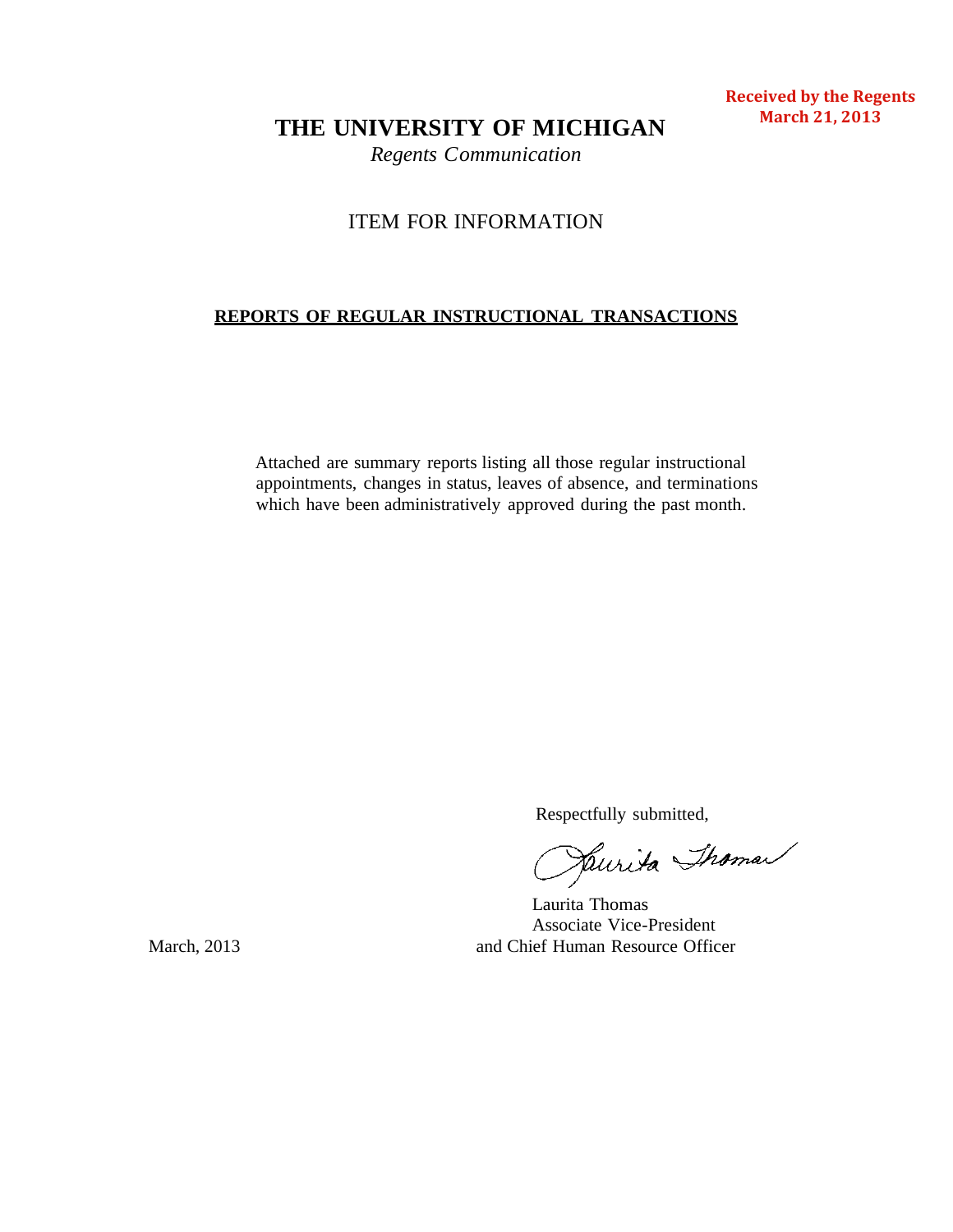**Received by the Regents**
**March 21, 2013**

# THE UNIVERSITY OF MICHIGAN

*Regents Communication*

ITEM FOR INFORMATION

**REPORTS OF REGULAR INSTRUCTIONAL TRANSACTIONS**

Attached are summary reports listing all those regular instructional appointments, changes in status, leaves of absence, and terminations which have been administratively approved during the past month.

Respectfully submitted,

Laurita Thomas
Associate Vice-President
and Chief Human Resource Officer

March, 2013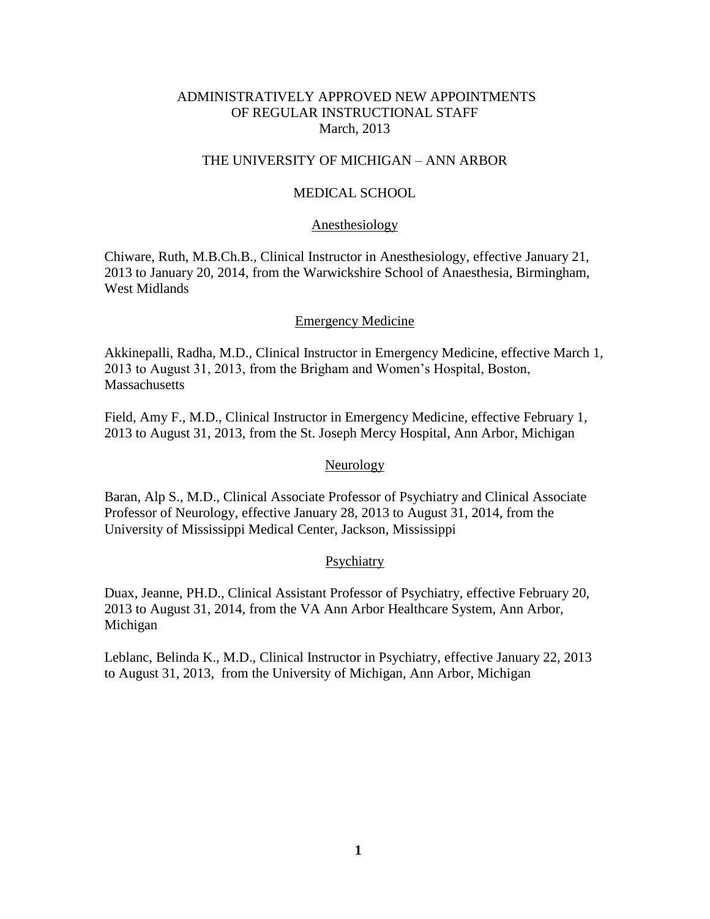# ADMINISTRATIVELY APPROVED NEW APPOINTMENTS OF REGULAR INSTRUCTIONAL STAFF
March, 2013

## THE UNIVERSITY OF MICHIGAN – ANN ARBOR

## MEDICAL SCHOOL

### Anesthesiology

Chiware, Ruth, M.B.Ch.B., Clinical Instructor in Anesthesiology, effective January 21, 2013 to January 20, 2014, from the Warwickshire School of Anaesthesia, Birmingham, West Midlands

### Emergency Medicine

Akkinepalli, Radha, M.D., Clinical Instructor in Emergency Medicine, effective March 1, 2013 to August 31, 2013, from the Brigham and Women's Hospital, Boston, Massachusetts

Field, Amy F., M.D., Clinical Instructor in Emergency Medicine, effective February 1, 2013 to August 31, 2013, from the St. Joseph Mercy Hospital, Ann Arbor, Michigan

### Neurology

Baran, Alp S., M.D., Clinical Associate Professor of Psychiatry and Clinical Associate Professor of Neurology, effective January 28, 2013 to August 31, 2014, from the University of Mississippi Medical Center, Jackson, Mississippi

### Psychiatry

Duax, Jeanne, PH.D., Clinical Assistant Professor of Psychiatry, effective February 20, 2013 to August 31, 2014, from the VA Ann Arbor Healthcare System, Ann Arbor, Michigan

Leblanc, Belinda K., M.D., Clinical Instructor in Psychiatry, effective January 22, 2013 to August 31, 2013, from the University of Michigan, Ann Arbor, Michigan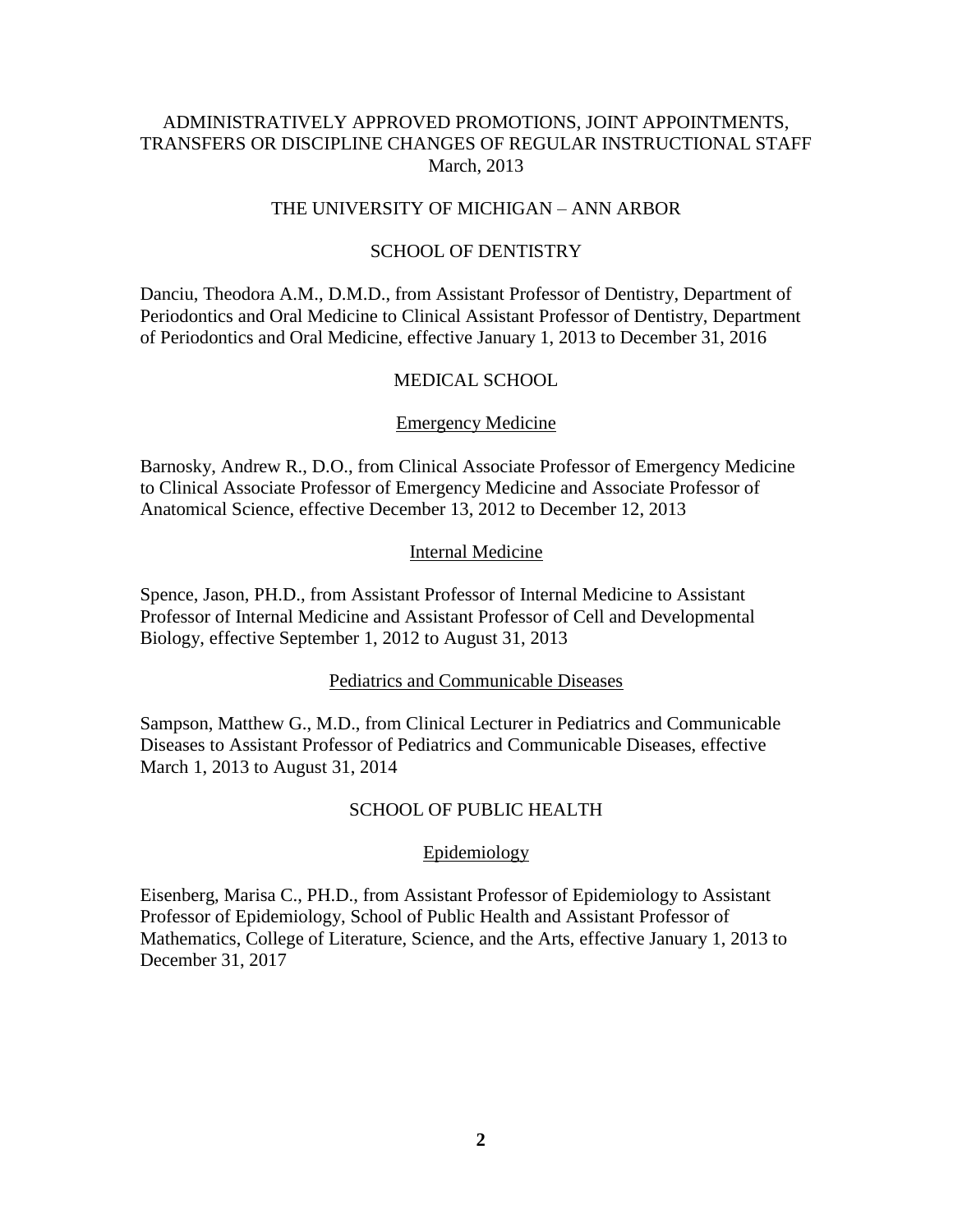ADMINISTRATIVELY APPROVED PROMOTIONS, JOINT APPOINTMENTS, TRANSFERS OR DISCIPLINE CHANGES OF REGULAR INSTRUCTIONAL STAFF
March, 2013

THE UNIVERSITY OF MICHIGAN – ANN ARBOR

## SCHOOL OF DENTISTRY

Danciu, Theodora A.M., D.M.D., from Assistant Professor of Dentistry, Department of Periodontics and Oral Medicine to Clinical Assistant Professor of Dentistry, Department of Periodontics and Oral Medicine, effective January 1, 2013 to December 31, 2016

## MEDICAL SCHOOL

### Emergency Medicine

Barnosky, Andrew R., D.O., from Clinical Associate Professor of Emergency Medicine to Clinical Associate Professor of Emergency Medicine and Associate Professor of Anatomical Science, effective December 13, 2012 to December 12, 2013

### Internal Medicine

Spence, Jason, PH.D., from Assistant Professor of Internal Medicine to Assistant Professor of Internal Medicine and Assistant Professor of Cell and Developmental Biology, effective September 1, 2012 to August 31, 2013

### Pediatrics and Communicable Diseases

Sampson, Matthew G., M.D., from Clinical Lecturer in Pediatrics and Communicable Diseases to Assistant Professor of Pediatrics and Communicable Diseases, effective March 1, 2013 to August 31, 2014

## SCHOOL OF PUBLIC HEALTH

### Epidemiology

Eisenberg, Marisa C., PH.D., from Assistant Professor of Epidemiology to Assistant Professor of Epidemiology, School of Public Health and Assistant Professor of Mathematics, College of Literature, Science, and the Arts, effective January 1, 2013 to December 31, 2017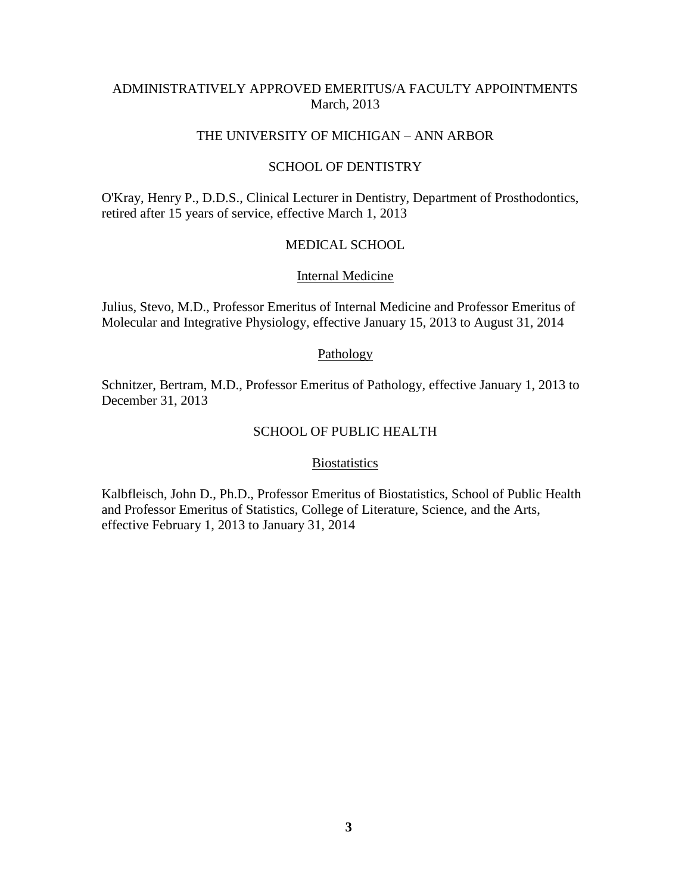# ADMINISTRATIVELY APPROVED EMERITUS/A FACULTY APPOINTMENTS
March, 2013

## THE UNIVERSITY OF MICHIGAN – ANN ARBOR

### SCHOOL OF DENTISTRY

O'Kray, Henry P., D.D.S., Clinical Lecturer in Dentistry, Department of Prosthodontics, retired after 15 years of service, effective March 1, 2013

### MEDICAL SCHOOL

#### Internal Medicine

Julius, Stevo, M.D., Professor Emeritus of Internal Medicine and Professor Emeritus of Molecular and Integrative Physiology, effective January 15, 2013 to August 31, 2014

#### Pathology

Schnitzer, Bertram, M.D., Professor Emeritus of Pathology, effective January 1, 2013 to December 31, 2013

### SCHOOL OF PUBLIC HEALTH

#### Biostatistics

Kalbfleisch, John D., Ph.D., Professor Emeritus of Biostatistics, School of Public Health and Professor Emeritus of Statistics, College of Literature, Science, and the Arts, effective February 1, 2013 to January 31, 2014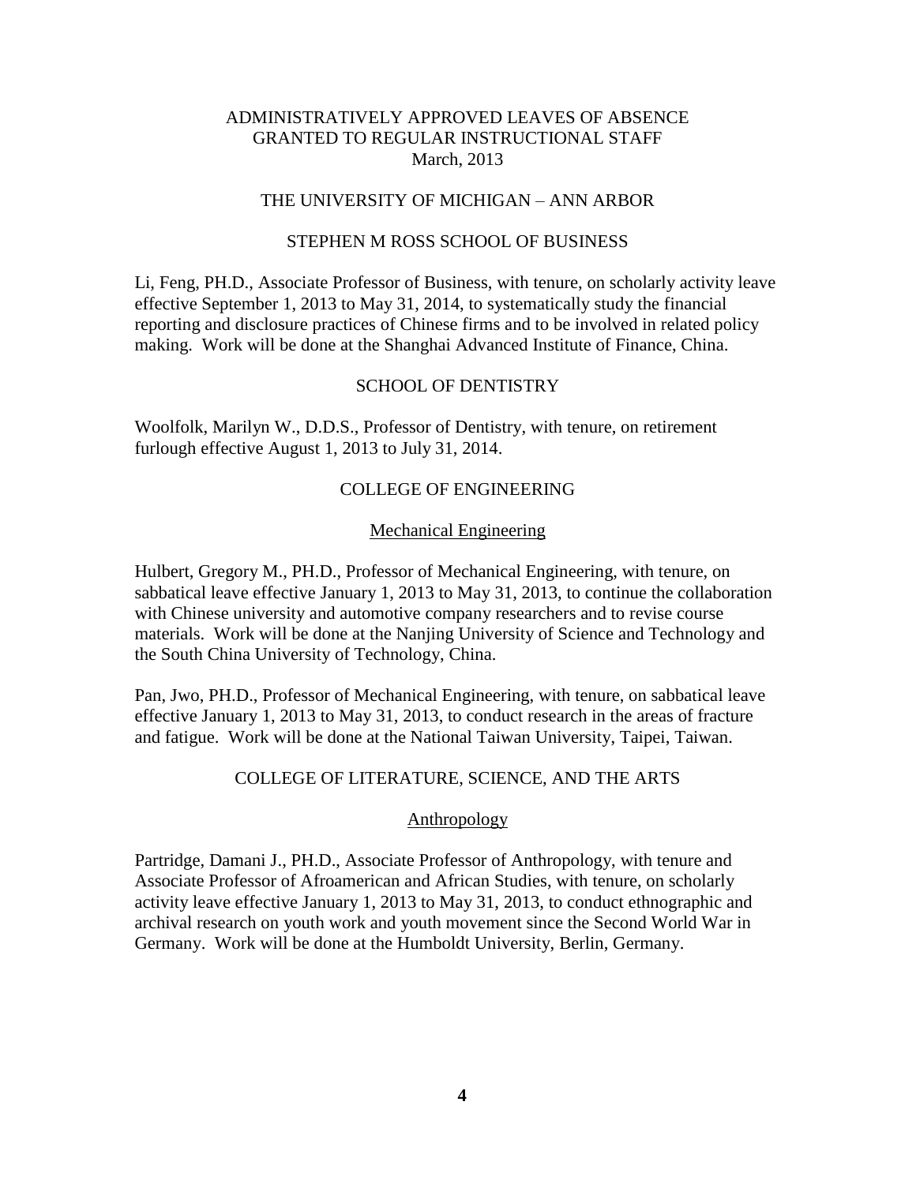# ADMINISTRATIVELY APPROVED LEAVES OF ABSENCE GRANTED TO REGULAR INSTRUCTIONAL STAFF

March, 2013

## THE UNIVERSITY OF MICHIGAN – ANN ARBOR

### STEPHEN M ROSS SCHOOL OF BUSINESS

Li, Feng, PH.D., Associate Professor of Business, with tenure, on scholarly activity leave effective September 1, 2013 to May 31, 2014, to systematically study the financial reporting and disclosure practices of Chinese firms and to be involved in related policy making. Work will be done at the Shanghai Advanced Institute of Finance, China.

### SCHOOL OF DENTISTRY

Woolfolk, Marilyn W., D.D.S., Professor of Dentistry, with tenure, on retirement furlough effective August 1, 2013 to July 31, 2014.

### COLLEGE OF ENGINEERING

#### Mechanical Engineering

Hulbert, Gregory M., PH.D., Professor of Mechanical Engineering, with tenure, on sabbatical leave effective January 1, 2013 to May 31, 2013, to continue the collaboration with Chinese university and automotive company researchers and to revise course materials. Work will be done at the Nanjing University of Science and Technology and the South China University of Technology, China.

Pan, Jwo, PH.D., Professor of Mechanical Engineering, with tenure, on sabbatical leave effective January 1, 2013 to May 31, 2013, to conduct research in the areas of fracture and fatigue. Work will be done at the National Taiwan University, Taipei, Taiwan.

### COLLEGE OF LITERATURE, SCIENCE, AND THE ARTS

#### Anthropology

Partridge, Damani J., PH.D., Associate Professor of Anthropology, with tenure and Associate Professor of Afroamerican and African Studies, with tenure, on scholarly activity leave effective January 1, 2013 to May 31, 2013, to conduct ethnographic and archival research on youth work and youth movement since the Second World War in Germany. Work will be done at the Humboldt University, Berlin, Germany.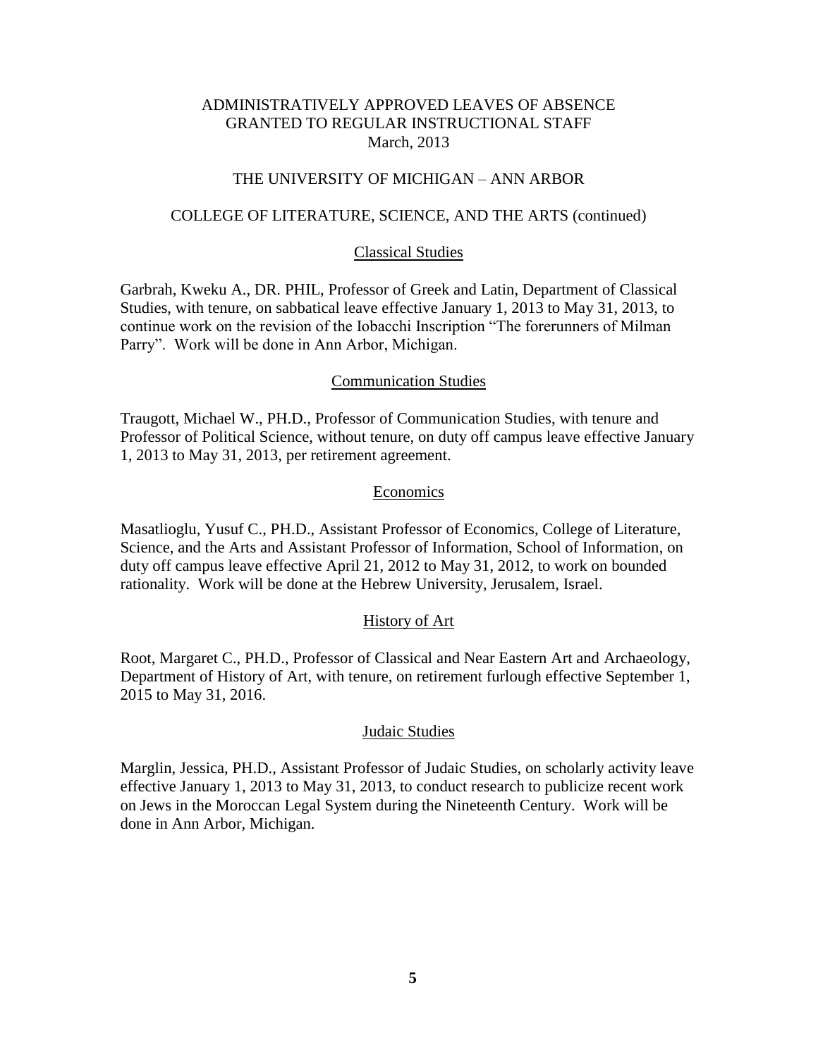ADMINISTRATIVELY APPROVED LEAVES OF ABSENCE
GRANTED TO REGULAR INSTRUCTIONAL STAFF
March, 2013

THE UNIVERSITY OF MICHIGAN – ANN ARBOR

COLLEGE OF LITERATURE, SCIENCE, AND THE ARTS (continued)

Classical Studies

Garbrah, Kweku A., DR. PHIL, Professor of Greek and Latin, Department of Classical Studies, with tenure, on sabbatical leave effective January 1, 2013 to May 31, 2013, to continue work on the revision of the Iobacchi Inscription "The forerunners of Milman Parry". Work will be done in Ann Arbor, Michigan.

Communication Studies

Traugott, Michael W., PH.D., Professor of Communication Studies, with tenure and Professor of Political Science, without tenure, on duty off campus leave effective January 1, 2013 to May 31, 2013, per retirement agreement.

Economics

Masatlioglu, Yusuf C., PH.D., Assistant Professor of Economics, College of Literature, Science, and the Arts and Assistant Professor of Information, School of Information, on duty off campus leave effective April 21, 2012 to May 31, 2012, to work on bounded rationality. Work will be done at the Hebrew University, Jerusalem, Israel.

History of Art

Root, Margaret C., PH.D., Professor of Classical and Near Eastern Art and Archaeology, Department of History of Art, with tenure, on retirement furlough effective September 1, 2015 to May 31, 2016.

Judaic Studies

Marglin, Jessica, PH.D., Assistant Professor of Judaic Studies, on scholarly activity leave effective January 1, 2013 to May 31, 2013, to conduct research to publicize recent work on Jews in the Moroccan Legal System during the Nineteenth Century. Work will be done in Ann Arbor, Michigan.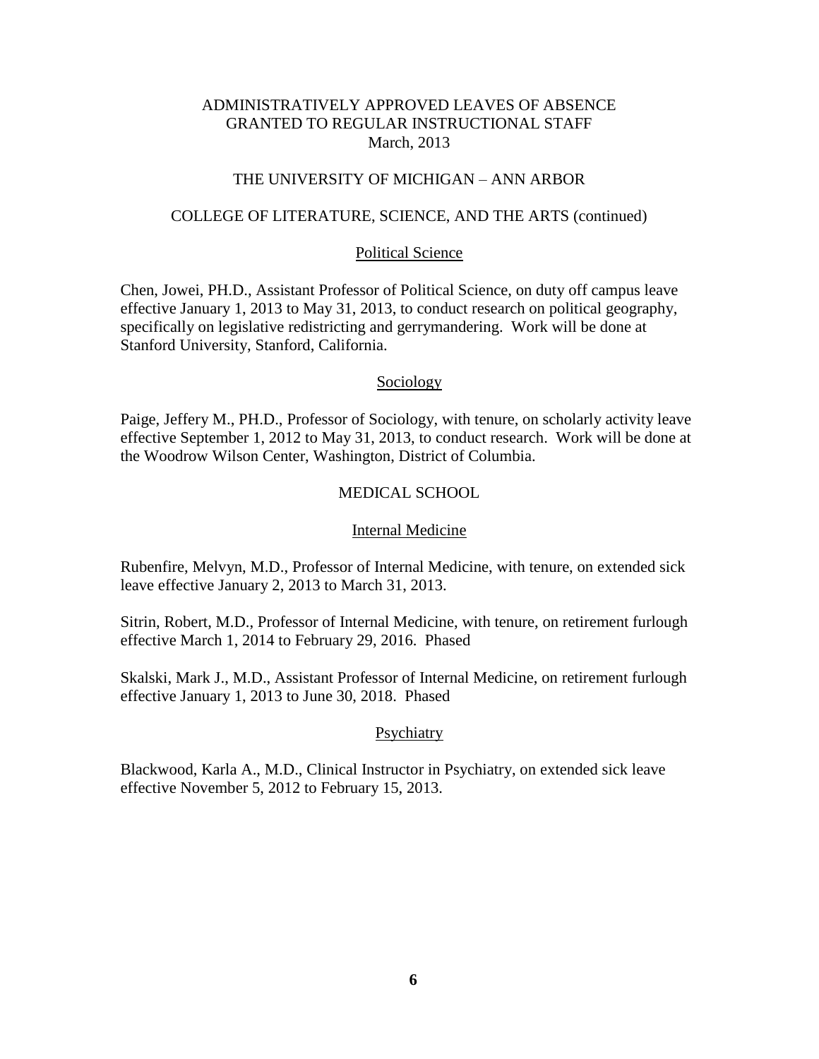# ADMINISTRATIVELY APPROVED LEAVES OF ABSENCE GRANTED TO REGULAR INSTRUCTIONAL STAFF

March, 2013

## THE UNIVERSITY OF MICHIGAN – ANN ARBOR

### COLLEGE OF LITERATURE, SCIENCE, AND THE ARTS (continued)

#### Political Science

Chen, Jowei, PH.D., Assistant Professor of Political Science, on duty off campus leave effective January 1, 2013 to May 31, 2013, to conduct research on political geography, specifically on legislative redistricting and gerrymandering. Work will be done at Stanford University, Stanford, California.

#### Sociology

Paige, Jeffery M., PH.D., Professor of Sociology, with tenure, on scholarly activity leave effective September 1, 2012 to May 31, 2013, to conduct research. Work will be done at the Woodrow Wilson Center, Washington, District of Columbia.

### MEDICAL SCHOOL

#### Internal Medicine

Rubenfire, Melvyn, M.D., Professor of Internal Medicine, with tenure, on extended sick leave effective January 2, 2013 to March 31, 2013.

Sitrin, Robert, M.D., Professor of Internal Medicine, with tenure, on retirement furlough effective March 1, 2014 to February 29, 2016. Phased

Skalski, Mark J., M.D., Assistant Professor of Internal Medicine, on retirement furlough effective January 1, 2013 to June 30, 2018. Phased

#### Psychiatry

Blackwood, Karla A., M.D., Clinical Instructor in Psychiatry, on extended sick leave effective November 5, 2012 to February 15, 2013.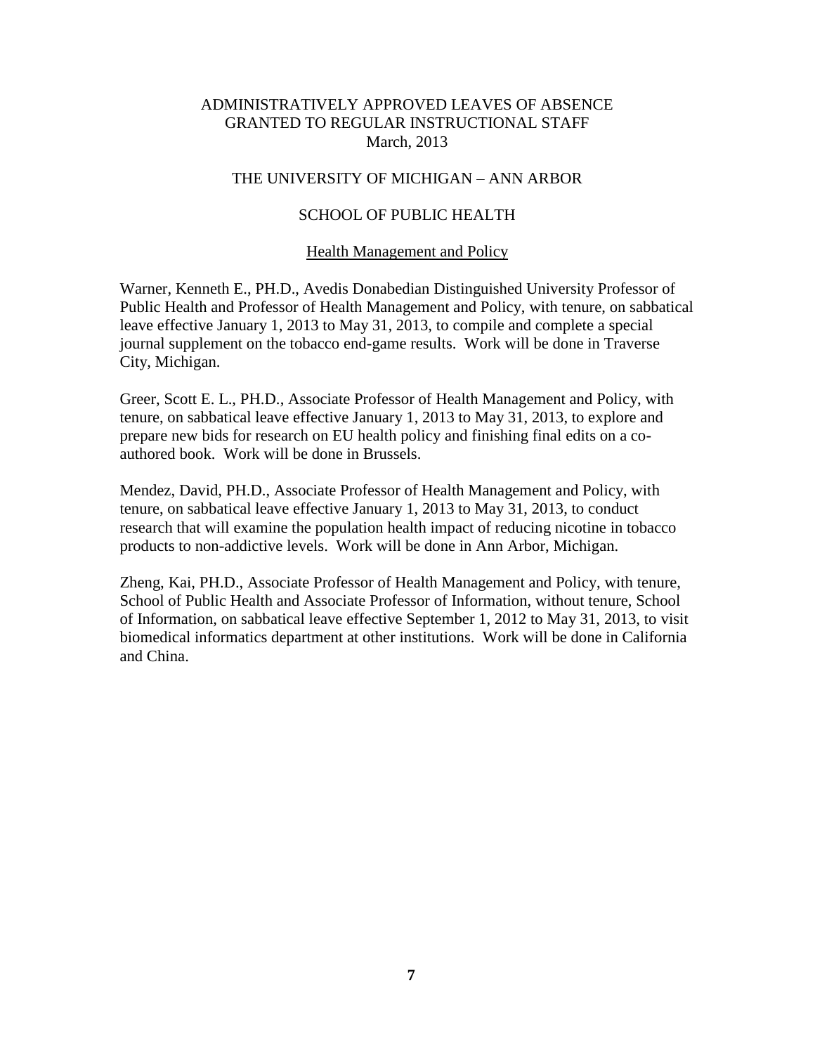ADMINISTRATIVELY APPROVED LEAVES OF ABSENCE
GRANTED TO REGULAR INSTRUCTIONAL STAFF
March, 2013

THE UNIVERSITY OF MICHIGAN – ANN ARBOR

SCHOOL OF PUBLIC HEALTH

Health Management and Policy

Warner, Kenneth E., PH.D., Avedis Donabedian Distinguished University Professor of Public Health and Professor of Health Management and Policy, with tenure, on sabbatical leave effective January 1, 2013 to May 31, 2013, to compile and complete a special journal supplement on the tobacco end-game results. Work will be done in Traverse City, Michigan.

Greer, Scott E. L., PH.D., Associate Professor of Health Management and Policy, with tenure, on sabbatical leave effective January 1, 2013 to May 31, 2013, to explore and prepare new bids for research on EU health policy and finishing final edits on a co-authored book. Work will be done in Brussels.

Mendez, David, PH.D., Associate Professor of Health Management and Policy, with tenure, on sabbatical leave effective January 1, 2013 to May 31, 2013, to conduct research that will examine the population health impact of reducing nicotine in tobacco products to non-addictive levels. Work will be done in Ann Arbor, Michigan.

Zheng, Kai, PH.D., Associate Professor of Health Management and Policy, with tenure, School of Public Health and Associate Professor of Information, without tenure, School of Information, on sabbatical leave effective September 1, 2012 to May 31, 2013, to visit biomedical informatics department at other institutions. Work will be done in California and China.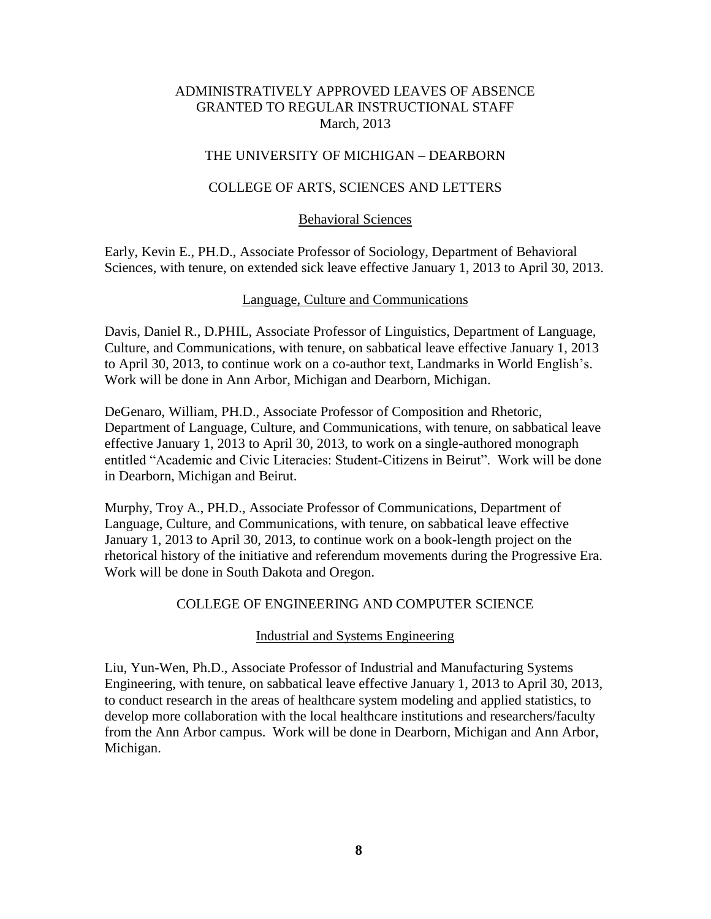# ADMINISTRATIVELY APPROVED LEAVES OF ABSENCE GRANTED TO REGULAR INSTRUCTIONAL STAFF

March, 2013

## THE UNIVERSITY OF MICHIGAN – DEARBORN

## COLLEGE OF ARTS, SCIENCES AND LETTERS

### Behavioral Sciences

Early, Kevin E., PH.D., Associate Professor of Sociology, Department of Behavioral Sciences, with tenure, on extended sick leave effective January 1, 2013 to April 30, 2013.

### Language, Culture and Communications

Davis, Daniel R., D.PHIL, Associate Professor of Linguistics, Department of Language, Culture, and Communications, with tenure, on sabbatical leave effective January 1, 2013 to April 30, 2013, to continue work on a co-author text, Landmarks in World English's. Work will be done in Ann Arbor, Michigan and Dearborn, Michigan.

DeGenaro, William, PH.D., Associate Professor of Composition and Rhetoric, Department of Language, Culture, and Communications, with tenure, on sabbatical leave effective January 1, 2013 to April 30, 2013, to work on a single-authored monograph entitled "Academic and Civic Literacies: Student-Citizens in Beirut". Work will be done in Dearborn, Michigan and Beirut.

Murphy, Troy A., PH.D., Associate Professor of Communications, Department of Language, Culture, and Communications, with tenure, on sabbatical leave effective January 1, 2013 to April 30, 2013, to continue work on a book-length project on the rhetorical history of the initiative and referendum movements during the Progressive Era. Work will be done in South Dakota and Oregon.

## COLLEGE OF ENGINEERING AND COMPUTER SCIENCE

### Industrial and Systems Engineering

Liu, Yun-Wen, Ph.D., Associate Professor of Industrial and Manufacturing Systems Engineering, with tenure, on sabbatical leave effective January 1, 2013 to April 30, 2013, to conduct research in the areas of healthcare system modeling and applied statistics, to develop more collaboration with the local healthcare institutions and researchers/faculty from the Ann Arbor campus. Work will be done in Dearborn, Michigan and Ann Arbor, Michigan.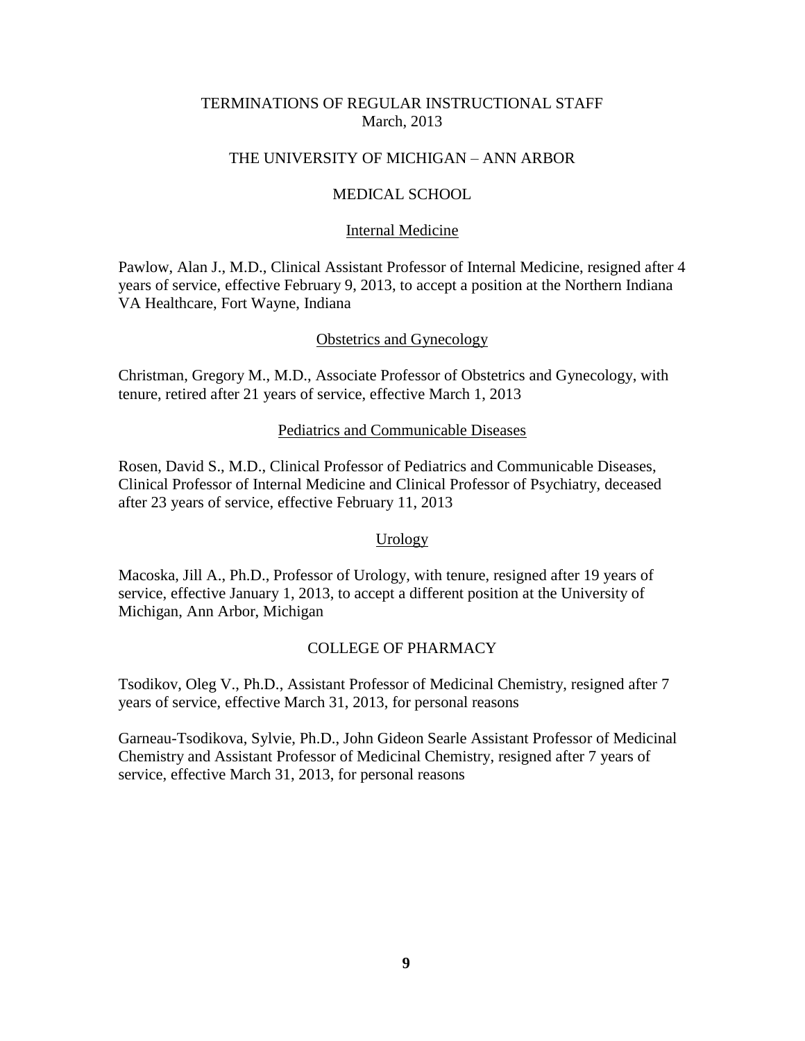# TERMINATIONS OF REGULAR INSTRUCTIONAL STAFF
March, 2013

## THE UNIVERSITY OF MICHIGAN – ANN ARBOR

### MEDICAL SCHOOL

#### Internal Medicine

Pawlow, Alan J., M.D., Clinical Assistant Professor of Internal Medicine, resigned after 4 years of service, effective February 9, 2013, to accept a position at the Northern Indiana VA Healthcare, Fort Wayne, Indiana

#### Obstetrics and Gynecology

Christman, Gregory M., M.D., Associate Professor of Obstetrics and Gynecology, with tenure, retired after 21 years of service, effective March 1, 2013

#### Pediatrics and Communicable Diseases

Rosen, David S., M.D., Clinical Professor of Pediatrics and Communicable Diseases, Clinical Professor of Internal Medicine and Clinical Professor of Psychiatry, deceased after 23 years of service, effective February 11, 2013

#### Urology

Macoska, Jill A., Ph.D., Professor of Urology, with tenure, resigned after 19 years of service, effective January 1, 2013, to accept a different position at the University of Michigan, Ann Arbor, Michigan

### COLLEGE OF PHARMACY

Tsodikov, Oleg V., Ph.D., Assistant Professor of Medicinal Chemistry, resigned after 7 years of service, effective March 31, 2013, for personal reasons

Garneau-Tsodikova, Sylvie, Ph.D., John Gideon Searle Assistant Professor of Medicinal Chemistry and Assistant Professor of Medicinal Chemistry, resigned after 7 years of service, effective March 31, 2013, for personal reasons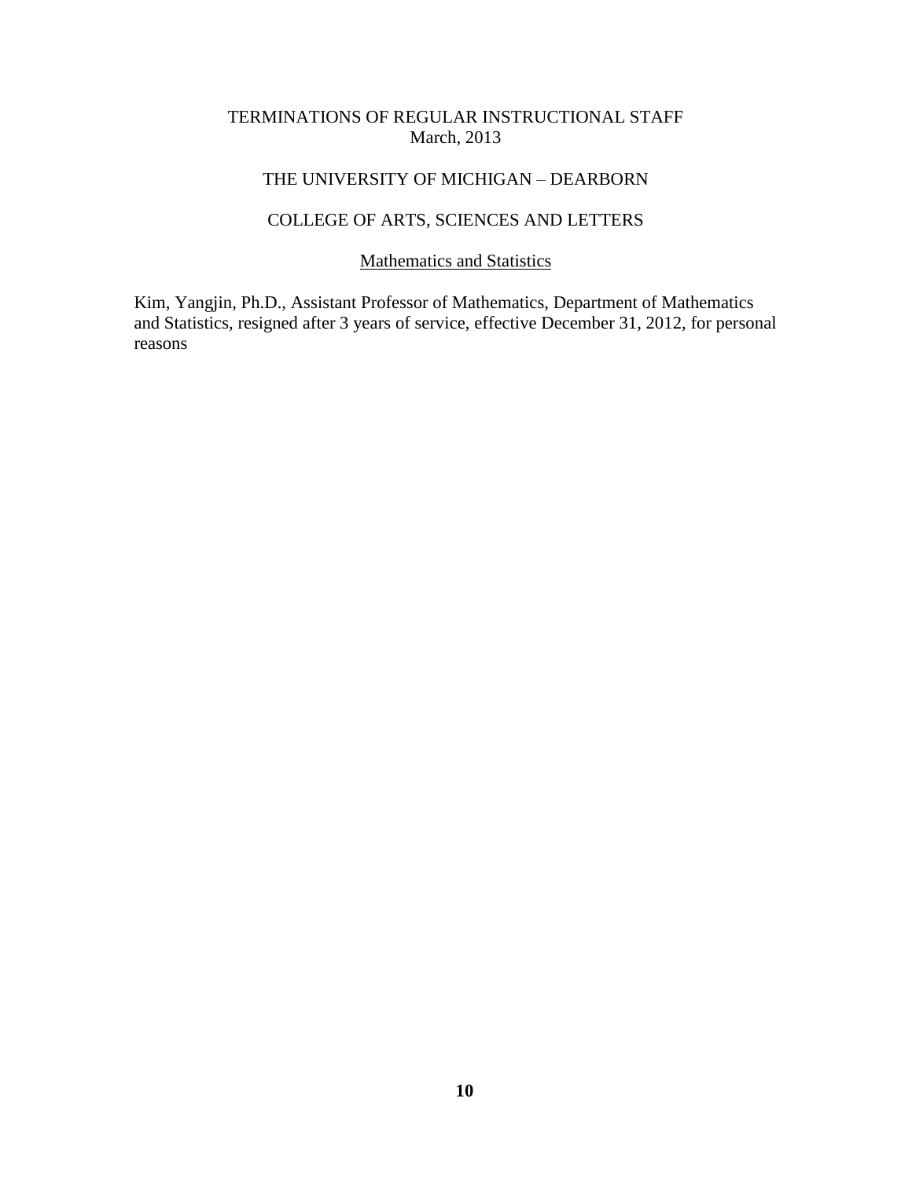# TERMINATIONS OF REGULAR INSTRUCTIONAL STAFF
March, 2013

## THE UNIVERSITY OF MICHIGAN – DEARBORN

## COLLEGE OF ARTS, SCIENCES AND LETTERS

### Mathematics and Statistics

Kim, Yangjin, Ph.D., Assistant Professor of Mathematics, Department of Mathematics and Statistics, resigned after 3 years of service, effective December 31, 2012, for personal reasons